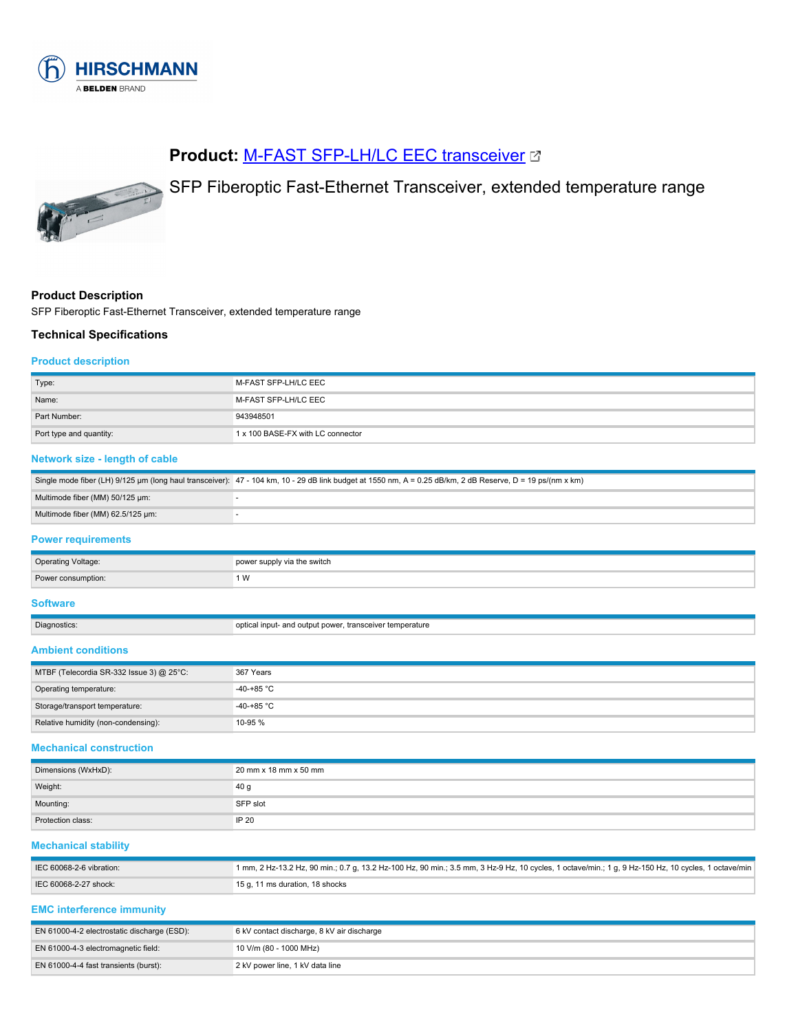HIRSCHMANN
A BELDEN BRAND

# Product: M-FAST SFP-LH/LC EEC transceiver

SFP Fiberoptic Fast-Ethernet Transceiver, extended temperature range

## Product Description

SFP Fiberoptic Fast-Ethernet Transceiver, extended temperature range

## Technical Specifications

### Product description

| | |
|---|---|
| Type: | M-FAST SFP-LH/LC EEC |
| Name: | M-FAST SFP-LH/LC EEC |
| Part Number: | 943948501 |
| Port type and quantity: | 1 x 100 BASE-FX with LC connector |

### Network size - length of cable

| | |
|---|---|
| Single mode fiber (LH) 9/125 µm (long haul transceiver): | 47 - 104 km, 10 - 29 dB link budget at 1550 nm, A = 0.25 dB/km, 2 dB Reserve, D = 19 ps/(nm x km) |
| Multimode fiber (MM) 50/125 µm: | - |
| Multimode fiber (MM) 62.5/125 µm: | - |

### Power requirements

| | |
|---|---|
| Operating Voltage: | power supply via the switch |
| Power consumption: | 1 W |

### Software

| | |
|---|---|
| Diagnostics: | optical input- and output power, transceiver temperature |

### Ambient conditions

| | |
|---|---|
| MTBF (Telecordia SR-332 Issue 3) @ 25°C: | 367 Years |
| Operating temperature: | -40-+85 °C |
| Storage/transport temperature: | -40-+85 °C |
| Relative humidity (non-condensing): | 10-95 % |

### Mechanical construction

| | |
|---|---|
| Dimensions (WxHxD): | 20 mm x 18 mm x 50 mm |
| Weight: | 40 g |
| Mounting: | SFP slot |
| Protection class: | IP 20 |

### Mechanical stability

| | |
|---|---|
| IEC 60068-2-6 vibration: | 1 mm, 2 Hz-13.2 Hz, 90 min.; 0.7 g, 13.2 Hz-100 Hz, 90 min.; 3.5 mm, 3 Hz-9 Hz, 10 cycles, 1 octave/min.; 1 g, 9 Hz-150 Hz, 10 cycles, 1 octave/min |
| IEC 60068-2-27 shock: | 15 g, 11 ms duration, 18 shocks |

### EMC interference immunity

| | |
|---|---|
| EN 61000-4-2 electrostatic discharge (ESD): | 6 kV contact discharge, 8 kV air discharge |
| EN 61000-4-3 electromagnetic field: | 10 V/m (80 - 1000 MHz) |
| EN 61000-4-4 fast transients (burst): | 2 kV power line, 1 kV data line |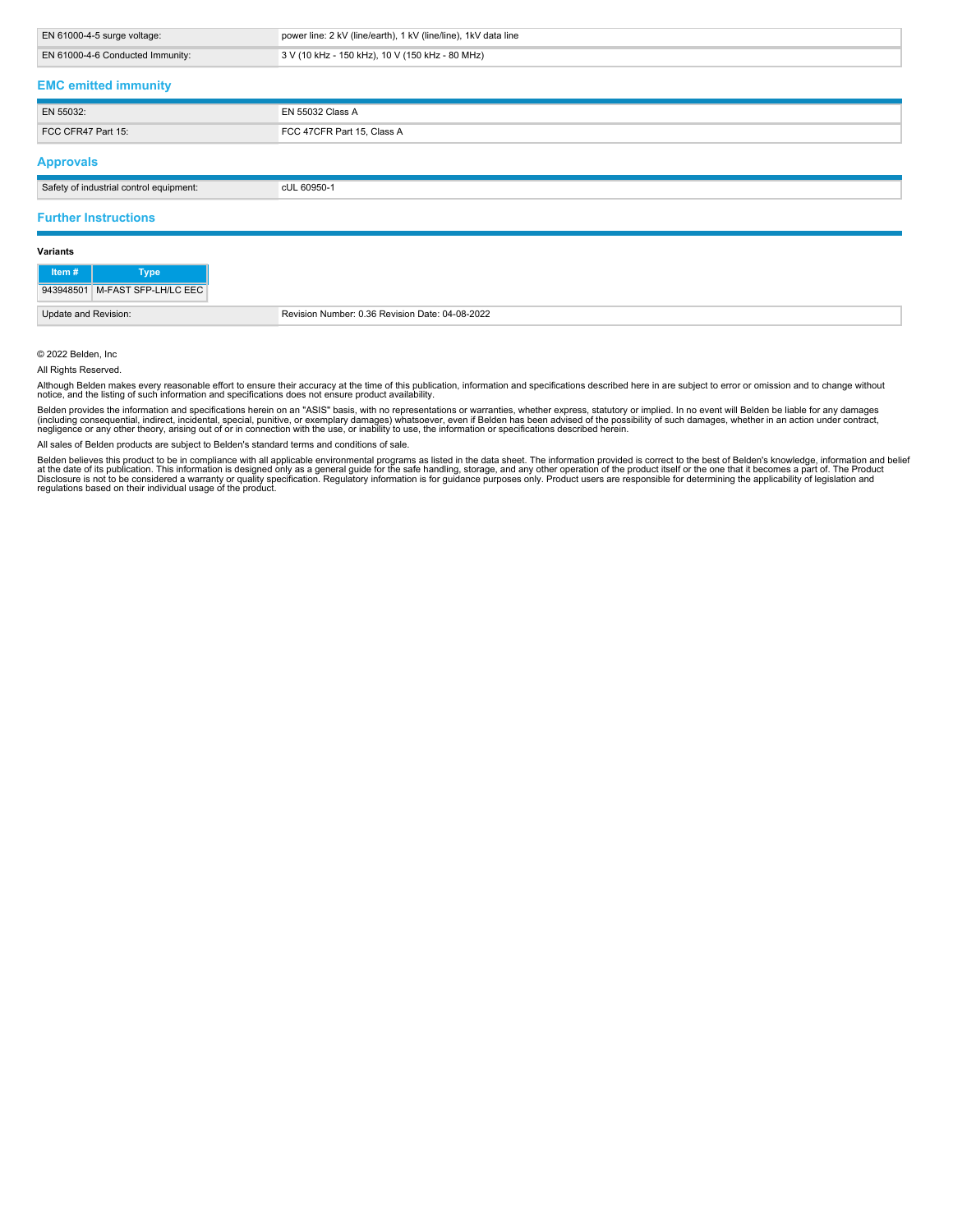| | |
|---|---|
| EN 61000-4-5 surge voltage: | power line: 2 kV (line/earth), 1 kV (line/line), 1kV data line |
| EN 61000-4-6 Conducted Immunity: | 3 V (10 kHz - 150 kHz), 10 V (150 kHz - 80 MHz) |

## EMC emitted immunity

| | |
|---|---|
| EN 55032: | EN 55032 Class A |
| FCC CFR47 Part 15: | FCC 47CFR Part 15, Class A |

## Approvals

| | |
|---|---|
| Safety of industrial control equipment: | cUL 60950-1 |

## Further Instructions

**Variants**

| Item # | Type |
|---|---|
| 943948501 | M-FAST SFP-LH/LC EEC |

| | |
|---|---|
| Update and Revision: | Revision Number: 0.36 Revision Date: 04-08-2022 |

© 2022 Belden, Inc

All Rights Reserved.

Although Belden makes every reasonable effort to ensure their accuracy at the time of this publication, information and specifications described here in are subject to error or omission and to change without notice, and the listing of such information and specifications does not ensure product availability.

Belden provides the information and specifications herein on an "ASIS" basis, with no representations or warranties, whether express, statutory or implied. In no event will Belden be liable for any damages (including consequential, indirect, incidental, special, punitive, or exemplary damages) whatsoever, even if Belden has been advised of the possibility of such damages, whether in an action under contract, negligence or any other theory, arising out of or in connection with the use, or inability to use, the information or specifications described herein.

All sales of Belden products are subject to Belden's standard terms and conditions of sale.

Belden believes this product to be in compliance with all applicable environmental programs as listed in the data sheet. The information provided is correct to the best of Belden's knowledge, information and belief at the date of its publication. This information is designed only as a general guide for the safe handling, storage, and any other operation of the product itself or the one that it becomes a part of. The Product Disclosure is not to be considered a warranty or quality specification. Regulatory information is for guidance purposes only. Product users are responsible for determining the applicability of legislation and regulations based on their individual usage of the product.